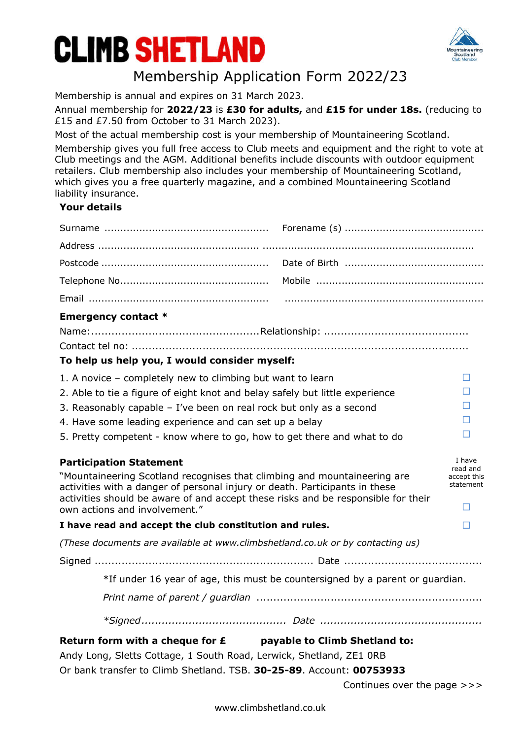# CLIMB SHETLAND

Mountaineering Scotland Club Member

## Membership Application Form 2022/23

Membership is annual and expires on 31 March 2023.

Annual membership for **2022/23** is **£30 for adults,** and **£15 for under 18s.** (reducing to £15 and £7.50 from October to 31 March 2023).

Most of the actual membership cost is your membership of Mountaineering Scotland.

Membership gives you full free access to Club meets and equipment and the right to vote at Club meetings and the AGM. Additional benefits include discounts with outdoor equipment retailers. Club membership also includes your membership of Mountaineering Scotland, which gives you a free quarterly magazine, and a combined Mountaineering Scotland liability insurance.

**Your details**

Surname .................................................... Forename (s) ...........................................

Address ................................................. ..................................................................

Postcode .................................................... Date of Birth ...........................................

Telephone No.............................................. Mobile ....................................................

Email ........................................................ ..............................................................

**Emergency contact \***

Name:.................................................Relationship: ..........................................

Contact tel no: ....................................................................................................

**To help us help you, I would consider myself:**

1. A novice – completely new to climbing but want to learn ☐
2. Able to tie a figure of eight knot and belay safely but little experience ☐
3. Reasonably capable – I've been on real rock but only as a second ☐
4. Have some leading experience and can set up a belay ☐
5. Pretty competent - know where to go, how to get there and what to do ☐

**Participation Statement**

"Mountaineering Scotland recognises that climbing and mountaineering are activities with a danger of personal injury or death. Participants in these activities should be aware of and accept these risks and be responsible for their own actions and involvement."

I have read and accept this statement ☐

**I have read and accept the club constitution and rules.** ☐

*(These documents are available at www.climbshetland.co.uk or by contacting us)*

Signed ................................................................ Date ........................................

\*If under 16 year of age, this must be countersigned by a parent or guardian.

*Print name of parent / guardian* ..................................................................

*\*Signed*.......................................... *Date* ...............................................

**Return form with a cheque for £ payable to Climb Shetland to:**

Andy Long, Sletts Cottage, 1 South Road, Lerwick, Shetland, ZE1 0RB

Or bank transfer to Climb Shetland. TSB. **30-25-89**. Account: **00753933**

Continues over the page >>>

www.climbshetland.co.uk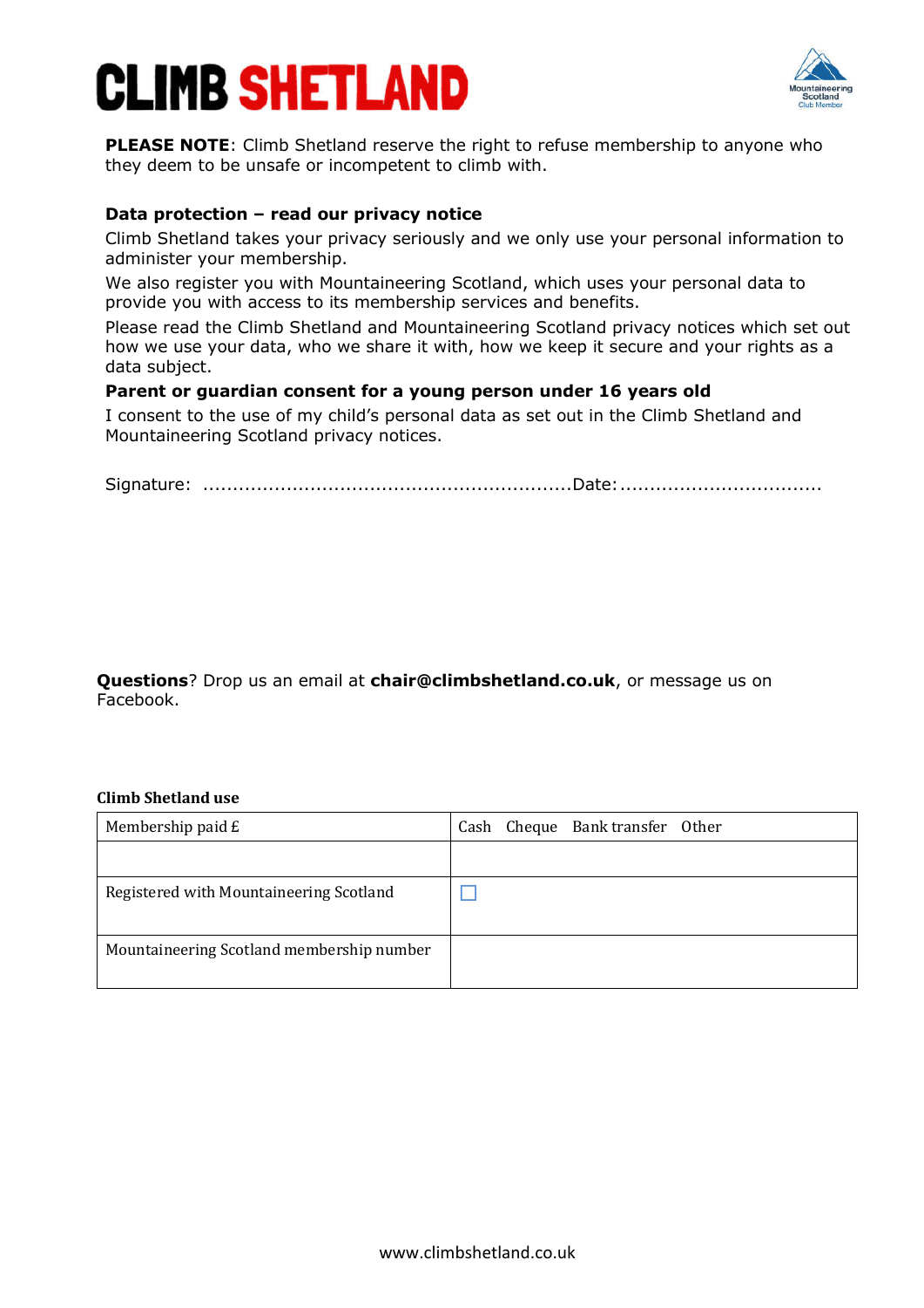# CLIMB SHETLAND

**PLEASE NOTE**: Climb Shetland reserve the right to refuse membership to anyone who they deem to be unsafe or incompetent to climb with.

**Data protection – read our privacy notice**

Climb Shetland takes your privacy seriously and we only use your personal information to administer your membership.

We also register you with Mountaineering Scotland, which uses your personal data to provide you with access to its membership services and benefits.

Please read the Climb Shetland and Mountaineering Scotland privacy notices which set out how we use your data, who we share it with, how we keep it secure and your rights as a data subject.

**Parent or guardian consent for a young person under 16 years old**

I consent to the use of my child's personal data as set out in the Climb Shetland and Mountaineering Scotland privacy notices.

Signature: ............................................................Date:.................................

**Questions**? Drop us an email at **chair@climbshetland.co.uk**, or message us on Facebook.

**Climb Shetland use**

| | |
|---|---|
| Membership paid £ | Cash Cheque Bank transfer Other |
| | |
| Registered with Mountaineering Scotland | ☐ |
| Mountaineering Scotland membership number | |

www.climbshetland.co.uk